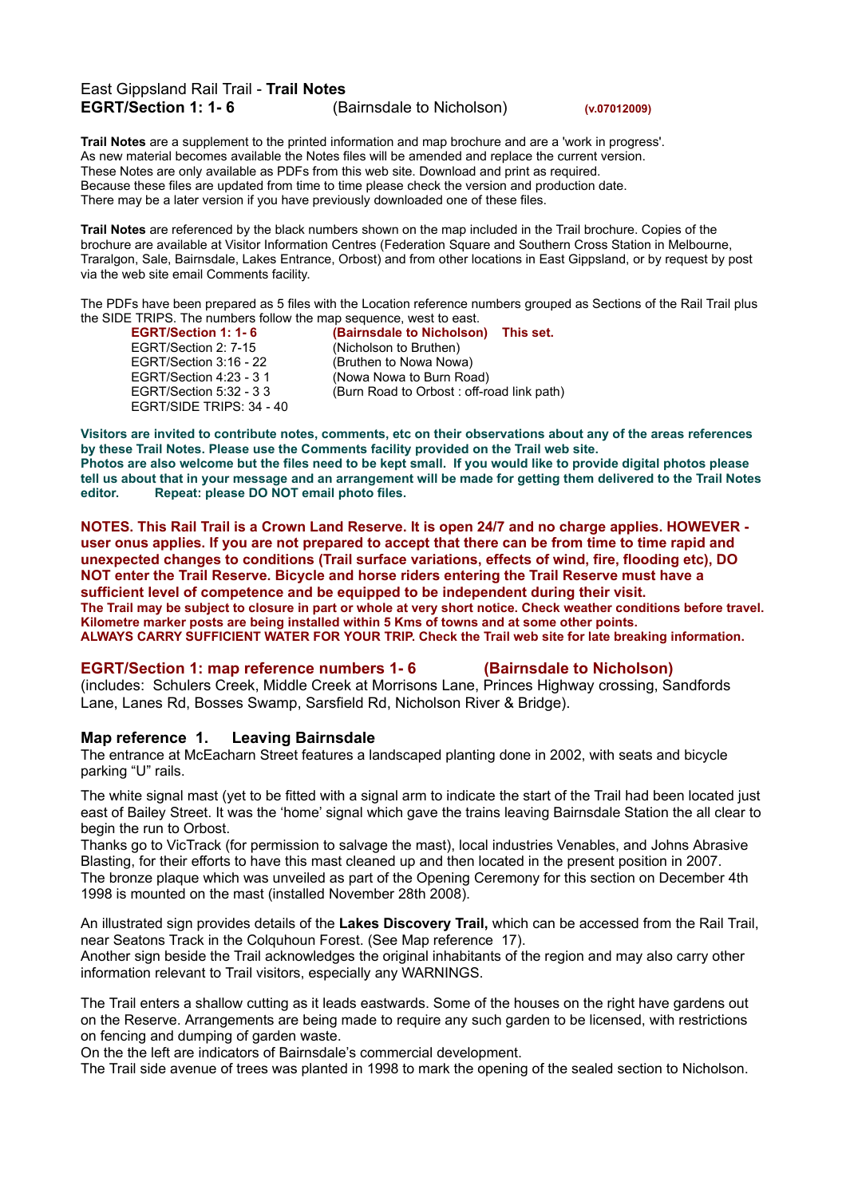East Gippsland Rail Trail - **Trail Notes**
**EGRT/Section 1: 1- 6** (Bairnsdale to Nicholson) **(v.07012009)**

**Trail Notes** are a supplement to the printed information and map brochure and are a 'work in progress'. As new material becomes available the Notes files will be amended and replace the current version. These Notes are only available as PDFs from this web site. Download and print as required. Because these files are updated from time to time please check the version and production date. There may be a later version if you have previously downloaded one of these files.

**Trail Notes** are referenced by the black numbers shown on the map included in the Trail brochure. Copies of the brochure are available at Visitor Information Centres (Federation Square and Southern Cross Station in Melbourne, Traralgon, Sale, Bairnsdale, Lakes Entrance, Orbost) and from other locations in East Gippsland, or by request by post via the web site email Comments facility.

The PDFs have been prepared as 5 files with the Location reference numbers grouped as Sections of the Rail Trail plus the SIDE TRIPS. The numbers follow the map sequence, west to east.

- **EGRT/Section 1: 1- 6** **(Bairnsdale to Nicholson) This set.**
- EGRT/Section 2: 7-15 (Nicholson to Bruthen)
- EGRT/Section 3:16 - 22 (Bruthen to Nowa Nowa)
- EGRT/Section 4:23 - 3 1 (Nowa Nowa to Burn Road)
- EGRT/Section 5:32 - 3 3 (Burn Road to Orbost : off-road link path)
- EGRT/SIDE TRIPS: 34 - 40

**Visitors are invited to contribute notes, comments, etc on their observations about any of the areas references by these Trail Notes. Please use the Comments facility provided on the Trail web site.**
**Photos are also welcome but the files need to be kept small. If you would like to provide digital photos please tell us about that in your message and an arrangement will be made for getting them delivered to the Trail Notes editor. Repeat: please DO NOT email photo files.**

**NOTES. This Rail Trail is a Crown Land Reserve. It is open 24/7 and no charge applies. HOWEVER - user onus applies. If you are not prepared to accept that there can be from time to time rapid and unexpected changes to conditions (Trail surface variations, effects of wind, fire, flooding etc), DO NOT enter the Trail Reserve. Bicycle and horse riders entering the Trail Reserve must have a sufficient level of competence and be equipped to be independent during their visit.**
**The Trail may be subject to closure in part or whole at very short notice. Check weather conditions before travel. Kilometre marker posts are being installed within 5 Kms of towns and at some other points.**
**ALWAYS CARRY SUFFICIENT WATER FOR YOUR TRIP. Check the Trail web site for late breaking information.**

## EGRT/Section 1: map reference numbers 1- 6 (Bairnsdale to Nicholson)

(includes: Schulers Creek, Middle Creek at Morrisons Lane, Princes Highway crossing, Sandfords Lane, Lanes Rd, Bosses Swamp, Sarsfield Rd, Nicholson River & Bridge).

### Map reference 1. Leaving Bairnsdale

The entrance at McEacharn Street features a landscaped planting done in 2002, with seats and bicycle parking "U" rails.

The white signal mast (yet to be fitted with a signal arm to indicate the start of the Trail had been located just east of Bailey Street. It was the 'home' signal which gave the trains leaving Bairnsdale Station the all clear to begin the run to Orbost.
Thanks go to VicTrack (for permission to salvage the mast), local industries Venables, and Johns Abrasive Blasting, for their efforts to have this mast cleaned up and then located in the present position in 2007.
The bronze plaque which was unveiled as part of the Opening Ceremony for this section on December 4th 1998 is mounted on the mast (installed November 28th 2008).

An illustrated sign provides details of the **Lakes Discovery Trail,** which can be accessed from the Rail Trail, near Seatons Track in the Colquhoun Forest. (See Map reference 17).
Another sign beside the Trail acknowledges the original inhabitants of the region and may also carry other information relevant to Trail visitors, especially any WARNINGS.

The Trail enters a shallow cutting as it leads eastwards. Some of the houses on the right have gardens out on the Reserve. Arrangements are being made to require any such garden to be licensed, with restrictions on fencing and dumping of garden waste.
On the the left are indicators of Bairnsdale's commercial development.
The Trail side avenue of trees was planted in 1998 to mark the opening of the sealed section to Nicholson.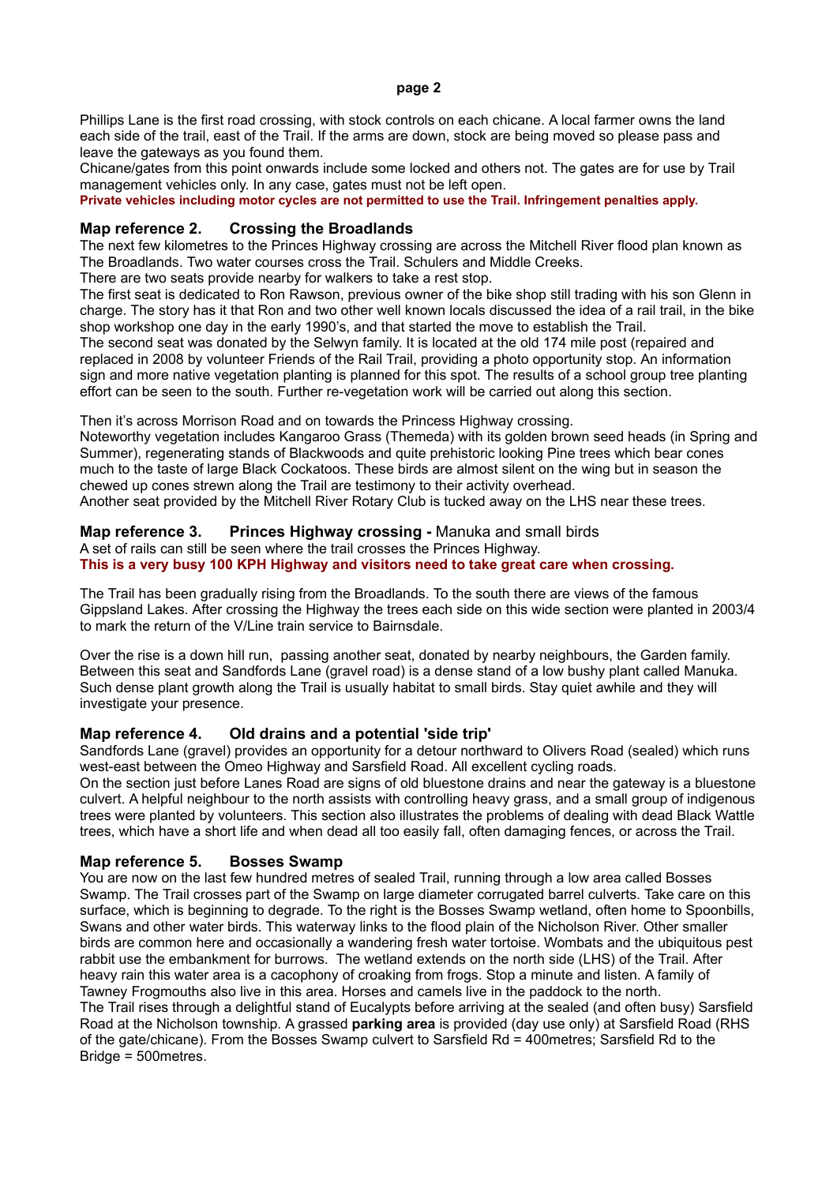Phillips Lane is the first road crossing, with stock controls on each chicane. A local farmer owns the land each side of the trail, east of the Trail. If the arms are down, stock are being moved so please pass and leave the gateways as you found them.
Chicane/gates from this point onwards include some locked and others not. The gates are for use by Trail management vehicles only. In any case, gates must not be left open.
**Private vehicles including motor cycles are not permitted to use the Trail. Infringement penalties apply.**

## Map reference 2. Crossing the Broadlands

The next few kilometres to the Princes Highway crossing are across the Mitchell River flood plan known as The Broadlands. Two water courses cross the Trail. Schulers and Middle Creeks.
There are two seats provide nearby for walkers to take a rest stop.
The first seat is dedicated to Ron Rawson, previous owner of the bike shop still trading with his son Glenn in charge. The story has it that Ron and two other well known locals discussed the idea of a rail trail, in the bike shop workshop one day in the early 1990's, and that started the move to establish the Trail.
The second seat was donated by the Selwyn family. It is located at the old 174 mile post (repaired and replaced in 2008 by volunteer Friends of the Rail Trail, providing a photo opportunity stop. An information sign and more native vegetation planting is planned for this spot. The results of a school group tree planting effort can be seen to the south. Further re-vegetation work will be carried out along this section.

Then it's across Morrison Road and on towards the Princess Highway crossing.
Noteworthy vegetation includes Kangaroo Grass (Themeda) with its golden brown seed heads (in Spring and Summer), regenerating stands of Blackwoods and quite prehistoric looking Pine trees which bear cones much to the taste of large Black Cockatoos. These birds are almost silent on the wing but in season the chewed up cones strewn along the Trail are testimony to their activity overhead.
Another seat provided by the Mitchell River Rotary Club is tucked away on the LHS near these trees.

## Map reference 3. Princes Highway crossing - Manuka and small birds

A set of rails can still be seen where the trail crosses the Princes Highway.
**This is a very busy 100 KPH Highway and visitors need to take great care when crossing.**

The Trail has been gradually rising from the Broadlands. To the south there are views of the famous Gippsland Lakes. After crossing the Highway the trees each side on this wide section were planted in 2003/4 to mark the return of the V/Line train service to Bairnsdale.

Over the rise is a down hill run, passing another seat, donated by nearby neighbours, the Garden family. Between this seat and Sandfords Lane (gravel road) is a dense stand of a low bushy plant called Manuka. Such dense plant growth along the Trail is usually habitat to small birds. Stay quiet awhile and they will investigate your presence.

## Map reference 4. Old drains and a potential 'side trip'

Sandfords Lane (gravel) provides an opportunity for a detour northward to Olivers Road (sealed) which runs west-east between the Omeo Highway and Sarsfield Road. All excellent cycling roads.
On the section just before Lanes Road are signs of old bluestone drains and near the gateway is a bluestone culvert. A helpful neighbour to the north assists with controlling heavy grass, and a small group of indigenous trees were planted by volunteers. This section also illustrates the problems of dealing with dead Black Wattle trees, which have a short life and when dead all too easily fall, often damaging fences, or across the Trail.

## Map reference 5. Bosses Swamp

You are now on the last few hundred metres of sealed Trail, running through a low area called Bosses Swamp. The Trail crosses part of the Swamp on large diameter corrugated barrel culverts. Take care on this surface, which is beginning to degrade. To the right is the Bosses Swamp wetland, often home to Spoonbills, Swans and other water birds. This waterway links to the flood plain of the Nicholson River. Other smaller birds are common here and occasionally a wandering fresh water tortoise. Wombats and the ubiquitous pest rabbit use the embankment for burrows. The wetland extends on the north side (LHS) of the Trail. After heavy rain this water area is a cacophony of croaking from frogs. Stop a minute and listen. A family of Tawney Frogmouths also live in this area. Horses and camels live in the paddock to the north.
The Trail rises through a delightful stand of Eucalypts before arriving at the sealed (and often busy) Sarsfield Road at the Nicholson township. A grassed **parking area** is provided (day use only) at Sarsfield Road (RHS of the gate/chicane). From the Bosses Swamp culvert to Sarsfield Rd = 400metres; Sarsfield Rd to the Bridge = 500metres.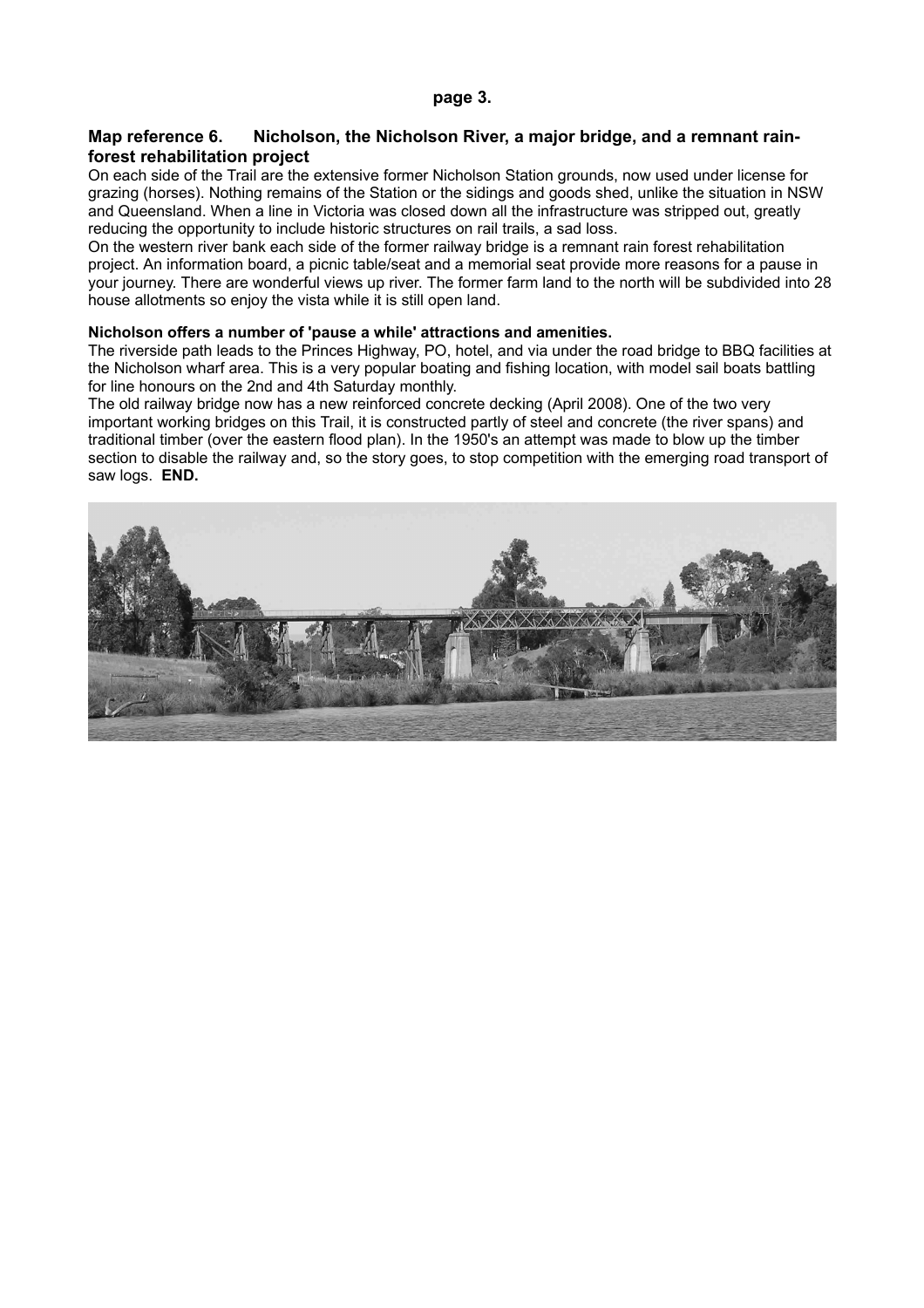**Map reference 6. Nicholson, the Nicholson River, a major bridge, and a remnant rain-forest rehabilitation project**

On each side of the Trail are the extensive former Nicholson Station grounds, now used under license for grazing (horses). Nothing remains of the Station or the sidings and goods shed, unlike the situation in NSW and Queensland. When a line in Victoria was closed down all the infrastructure was stripped out, greatly reducing the opportunity to include historic structures on rail trails, a sad loss.

On the western river bank each side of the former railway bridge is a remnant rain forest rehabilitation project. An information board, a picnic table/seat and a memorial seat provide more reasons for a pause in your journey. There are wonderful views up river. The former farm land to the north will be subdivided into 28 house allotments so enjoy the vista while it is still open land.

**Nicholson offers a number of 'pause a while' attractions and amenities.**

The riverside path leads to the Princes Highway, PO, hotel, and via under the road bridge to BBQ facilities at the Nicholson wharf area. This is a very popular boating and fishing location, with model sail boats battling for line honours on the 2nd and 4th Saturday monthly.

The old railway bridge now has a new reinforced concrete decking (April 2008). One of the two very important working bridges on this Trail, it is constructed partly of steel and concrete (the river spans) and traditional timber (over the eastern flood plan). In the 1950's an attempt was made to blow up the timber section to disable the railway and, so the story goes, to stop competition with the emerging road transport of saw logs. **END.**